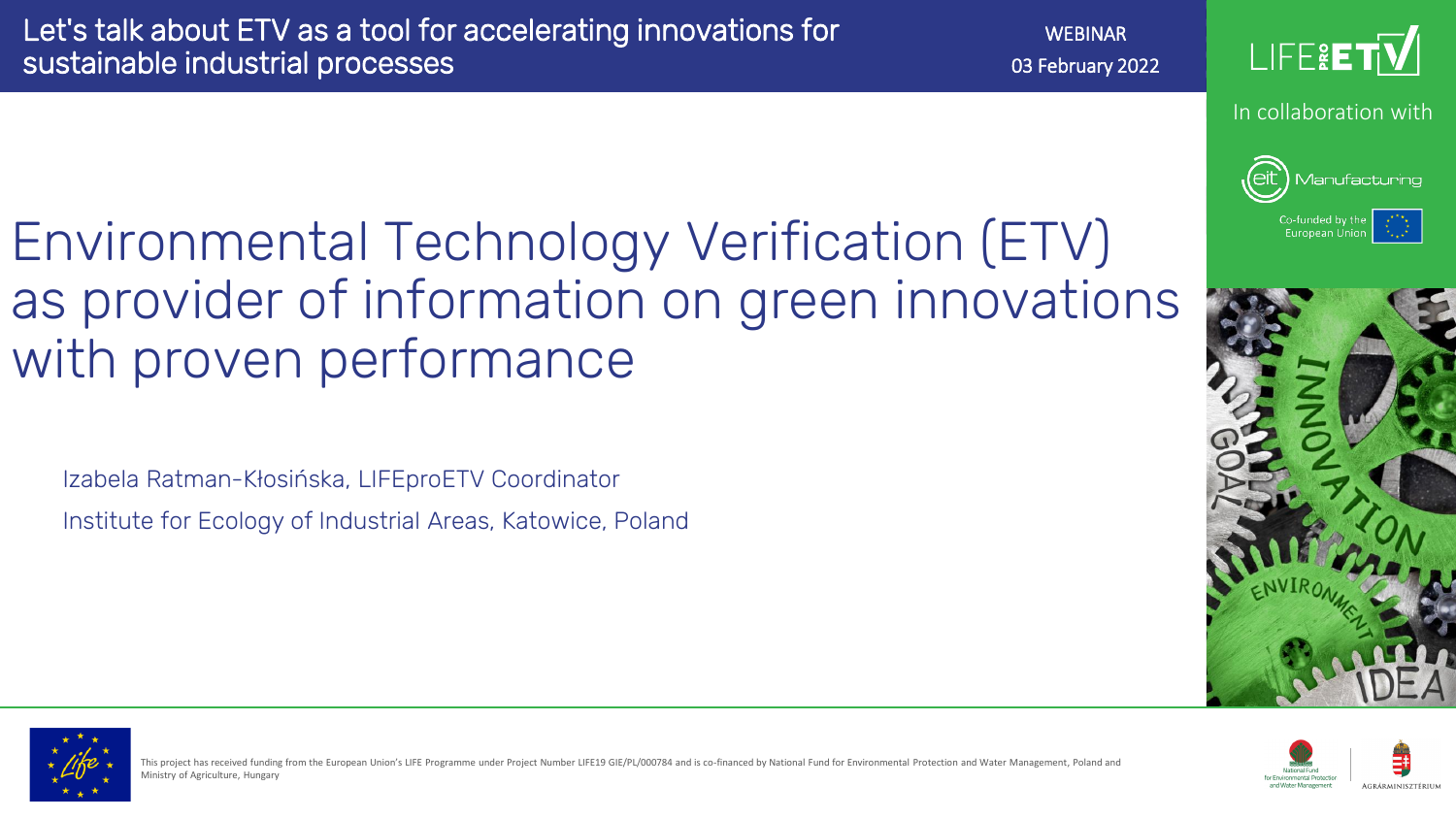Let's talk about ETV as a tool for accelerating innovations for sustainable industrial processes

WEBINAR
03 February 2022

LIFE PRO ETV

In collaboration with

eit Manufacturing

Co-funded by the European Union

# Environmental Technology Verification (ETV) as provider of information on green innovations with proven performance

Izabela Ratman-Kłosińska, LIFEproETV Coordinator

Institute for Ecology of Industrial Areas, Katowice, Poland

This project has received funding from the European Union's LIFE Programme under Project Number LIFE19 GIE/PL/000784 and is co-financed by National Fund for Environmental Protection and Water Management, Poland and Ministry of Agriculture, Hungary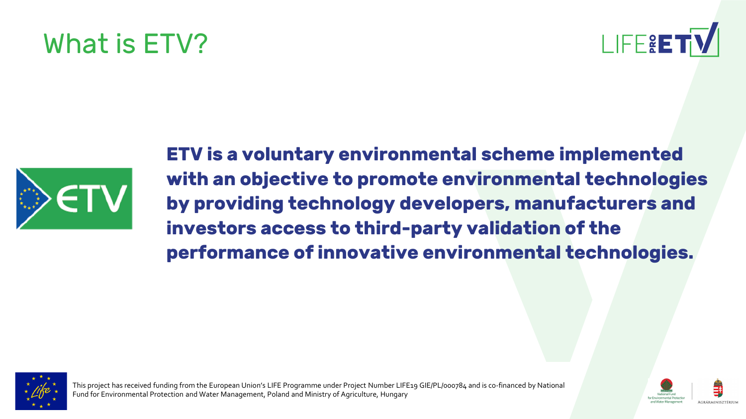# What is ETV?

**ETV is a voluntary environmental scheme implemented with an objective to promote environmental technologies by providing technology developers, manufacturers and investors access to third-party validation of the performance of innovative environmental technologies.**

This project has received funding from the European Union's LIFE Programme under Project Number LIFE19 GIE/PL/000784 and is co-financed by National Fund for Environmental Protection and Water Management, Poland and Ministry of Agriculture, Hungary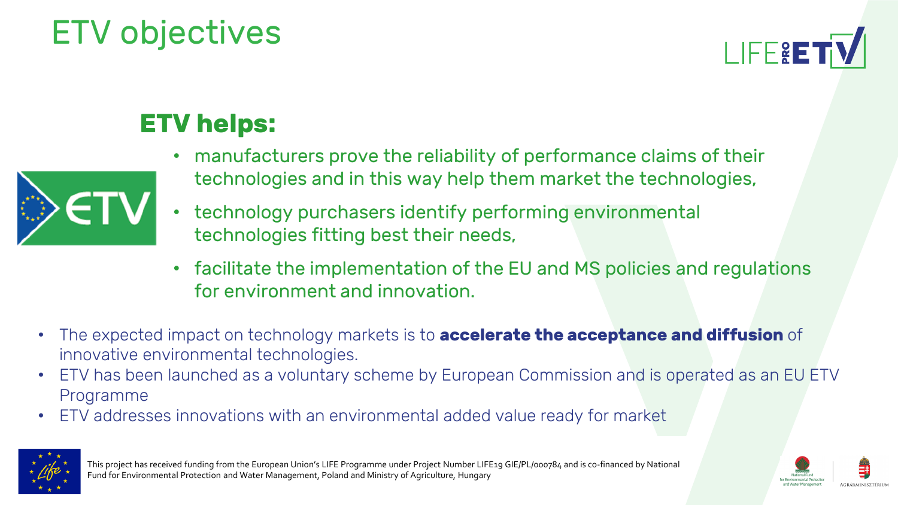# ETV objectives

## ETV helps:

- manufacturers prove the reliability of performance claims of their technologies and in this way help them market the technologies,
- technology purchasers identify performing environmental technologies fitting best their needs,
- facilitate the implementation of the EU and MS policies and regulations for environment and innovation.

- The expected impact on technology markets is to **accelerate the acceptance and diffusion** of innovative environmental technologies.
- ETV has been launched as a voluntary scheme by European Commission and is operated as an EU ETV Programme
- ETV addresses innovations with an environmental added value ready for market

This project has received funding from the European Union's LIFE Programme under Project Number LIFE19 GIE/PL/000784 and is co-financed by National Fund for Environmental Protection and Water Management, Poland and Ministry of Agriculture, Hungary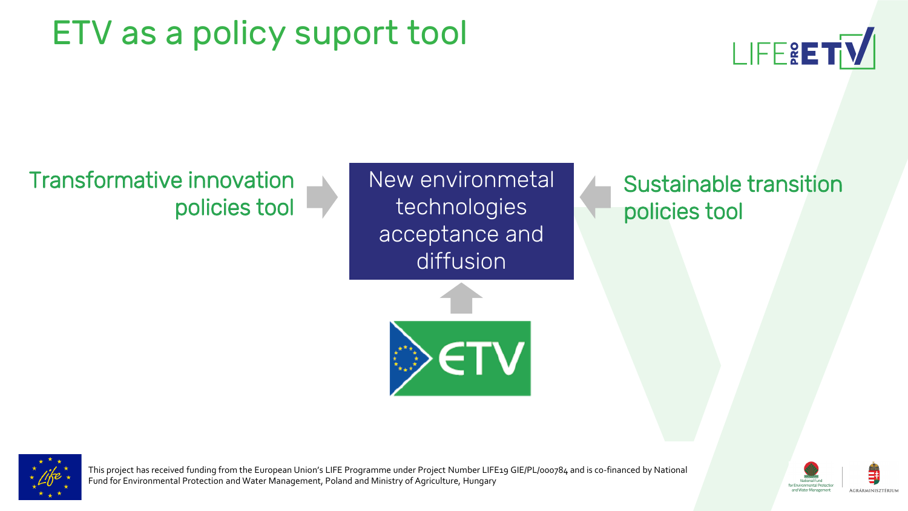# ETV as a policy suport tool

Transformative innovation policies tool

New environmetal technologies acceptance and diffusion

Sustainable transition policies tool

ETV

This project has received funding from the European Union's LIFE Programme under Project Number LIFE19 GIE/PL/000784 and is co-financed by National Fund for Environmental Protection and Water Management, Poland and Ministry of Agriculture, Hungary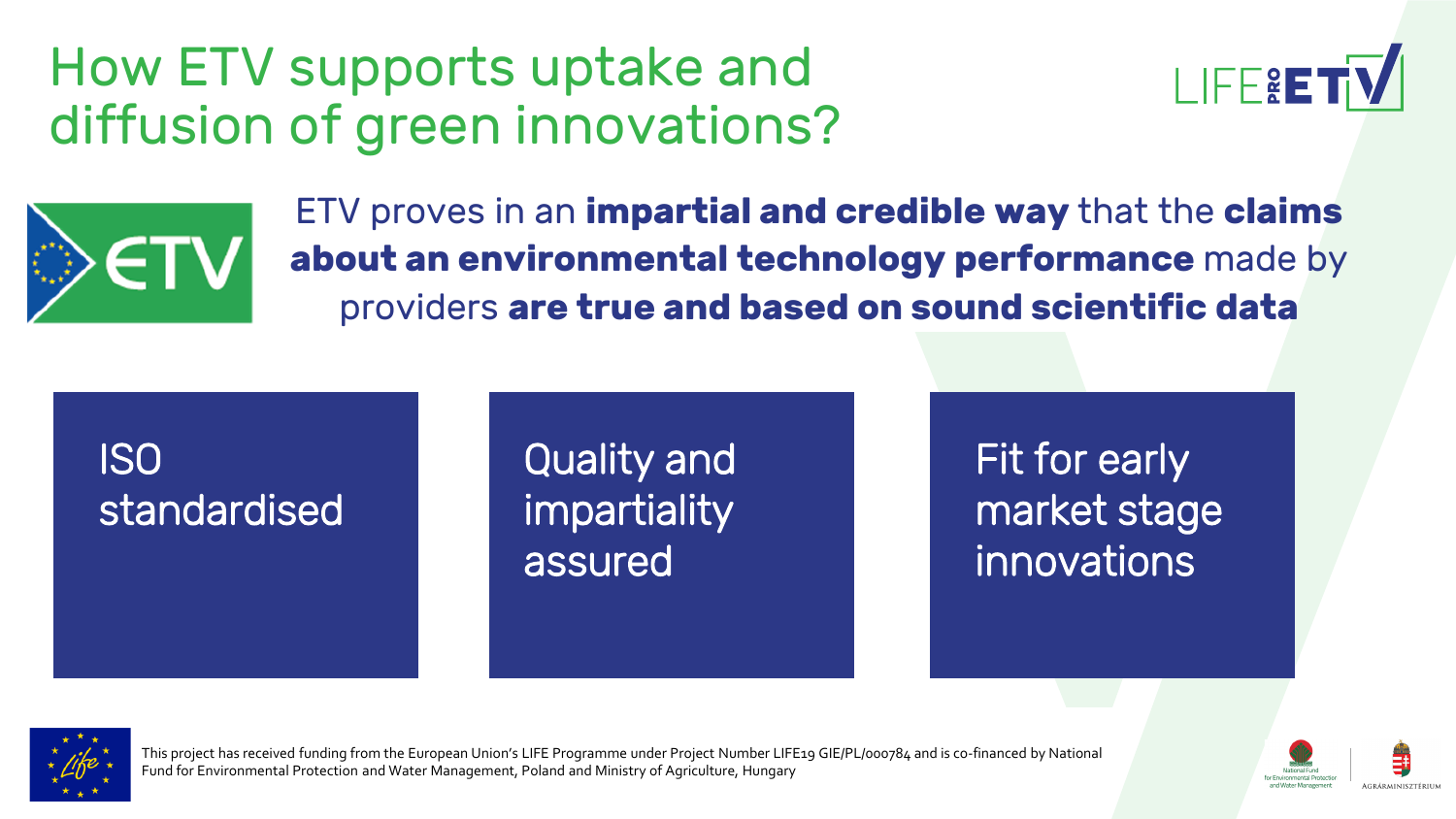# How ETV supports uptake and diffusion of green innovations?

ETV proves in an **impartial and credible way** that the **claims about an environmental technology performance** made by providers **are true and based on sound scientific data**

- ISO standardised
- Quality and impartiality assured
- Fit for early market stage innovations

This project has received funding from the European Union's LIFE Programme under Project Number LIFE19 GIE/PL/000784 and is co-financed by National Fund for Environmental Protection and Water Management, Poland and Ministry of Agriculture, Hungary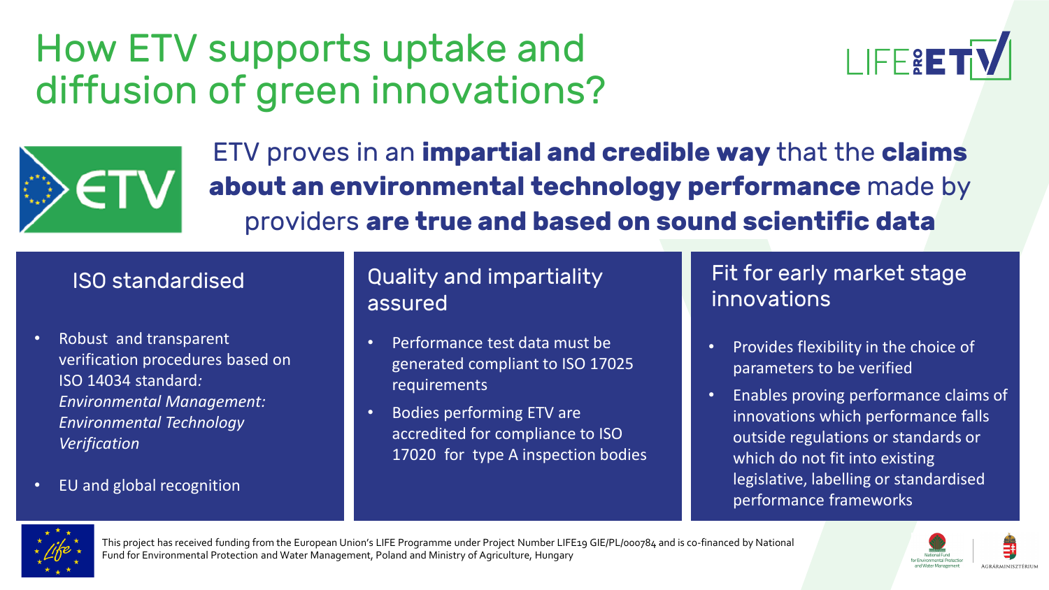# How ETV supports uptake and diffusion of green innovations?

ETV proves in an **impartial and credible way** that the **claims about an environmental technology performance** made by providers **are true and based on sound scientific data**

### ISO standardised

- Robust and transparent verification procedures based on ISO 14034 standard*: Environmental Management: Environmental Technology Verification*
- EU and global recognition

### Quality and impartiality assured

- Performance test data must be generated compliant to ISO 17025 requirements
- Bodies performing ETV are accredited for compliance to ISO 17020 for type A inspection bodies

### Fit for early market stage innovations

- Provides flexibility in the choice of parameters to be verified
- Enables proving performance claims of innovations which performance falls outside regulations or standards or which do not fit into existing legislative, labelling or standardised performance frameworks

This project has received funding from the European Union's LIFE Programme under Project Number LIFE19 GIE/PL/000784 and is co-financed by National Fund for Environmental Protection and Water Management, Poland and Ministry of Agriculture, Hungary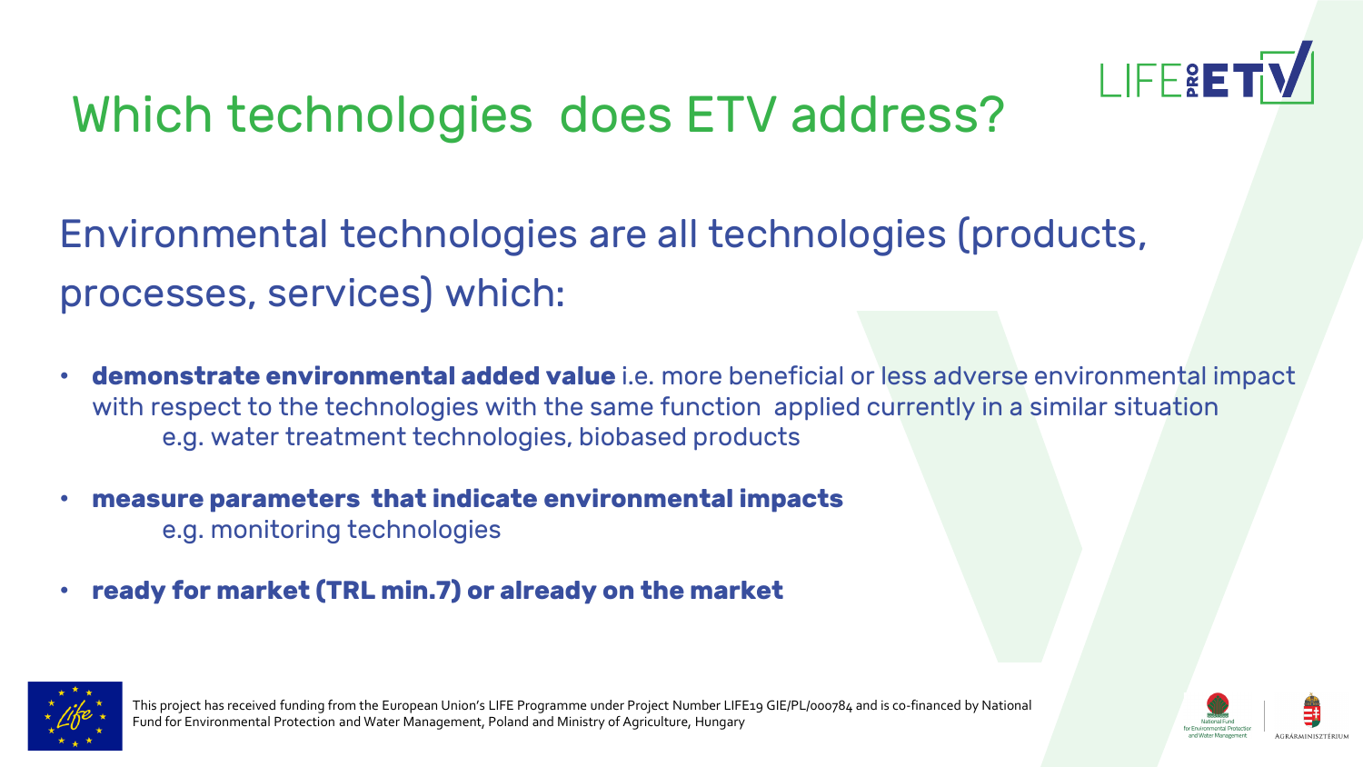# Which technologies does ETV address?

Environmental technologies are all technologies (products, processes, services) which:

- **demonstrate environmental added value** i.e. more beneficial or less adverse environmental impact with respect to the technologies with the same function applied currently in a similar situation
  e.g. water treatment technologies, biobased products
- **measure parameters that indicate environmental impacts**
  e.g. monitoring technologies
- **ready for market (TRL min.7) or already on the market**

This project has received funding from the European Union's LIFE Programme under Project Number LIFE19 GIE/PL/000784 and is co-financed by National Fund for Environmental Protection and Water Management, Poland and Ministry of Agriculture, Hungary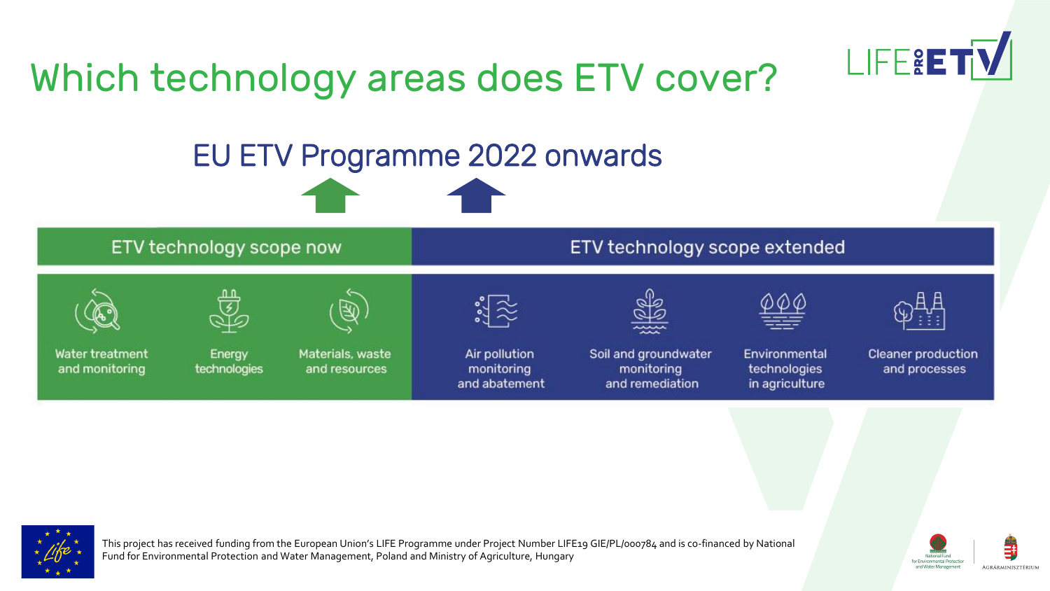# Which technology areas does ETV cover?

## EU ETV Programme 2022 onwards

| ETV technology scope now | | | ETV technology scope extended | | | |
|---|---|---|---|---|---|---|
| Water treatment and monitoring | Energy technologies | Materials, waste and resources | Air pollution monitoring and abatement | Soil and groundwater monitoring and remediation | Environmental technologies in agriculture | Cleaner production and processes |

This project has received funding from the European Union's LIFE Programme under Project Number LIFE19 GIE/PL/000784 and is co-financed by National Fund for Environmental Protection and Water Management, Poland and Ministry of Agriculture, Hungary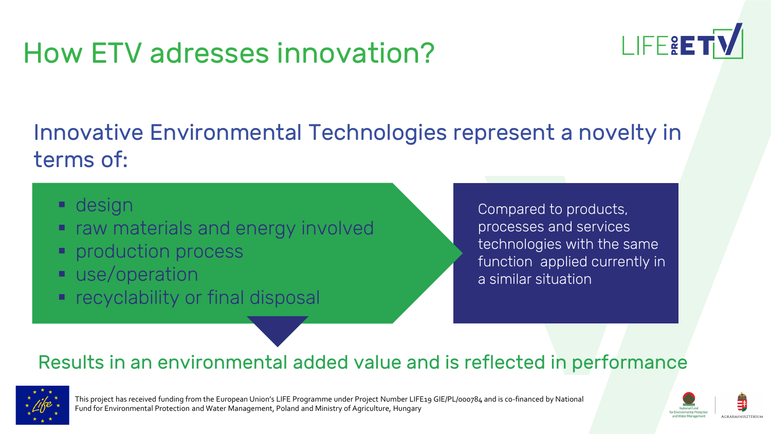# How ETV adresses innovation?

## Innovative Environmental Technologies represent a novelty in terms of:

- design
- raw materials and energy involved
- production process
- use/operation
- recyclability or final disposal

Compared to products, processes and services technologies with the same function applied currently in a similar situation

Results in an environmental added value and is reflected in performance

This project has received funding from the European Union's LIFE Programme under Project Number LIFE19 GIE/PL/000784 and is co-financed by National Fund for Environmental Protection and Water Management, Poland and Ministry of Agriculture, Hungary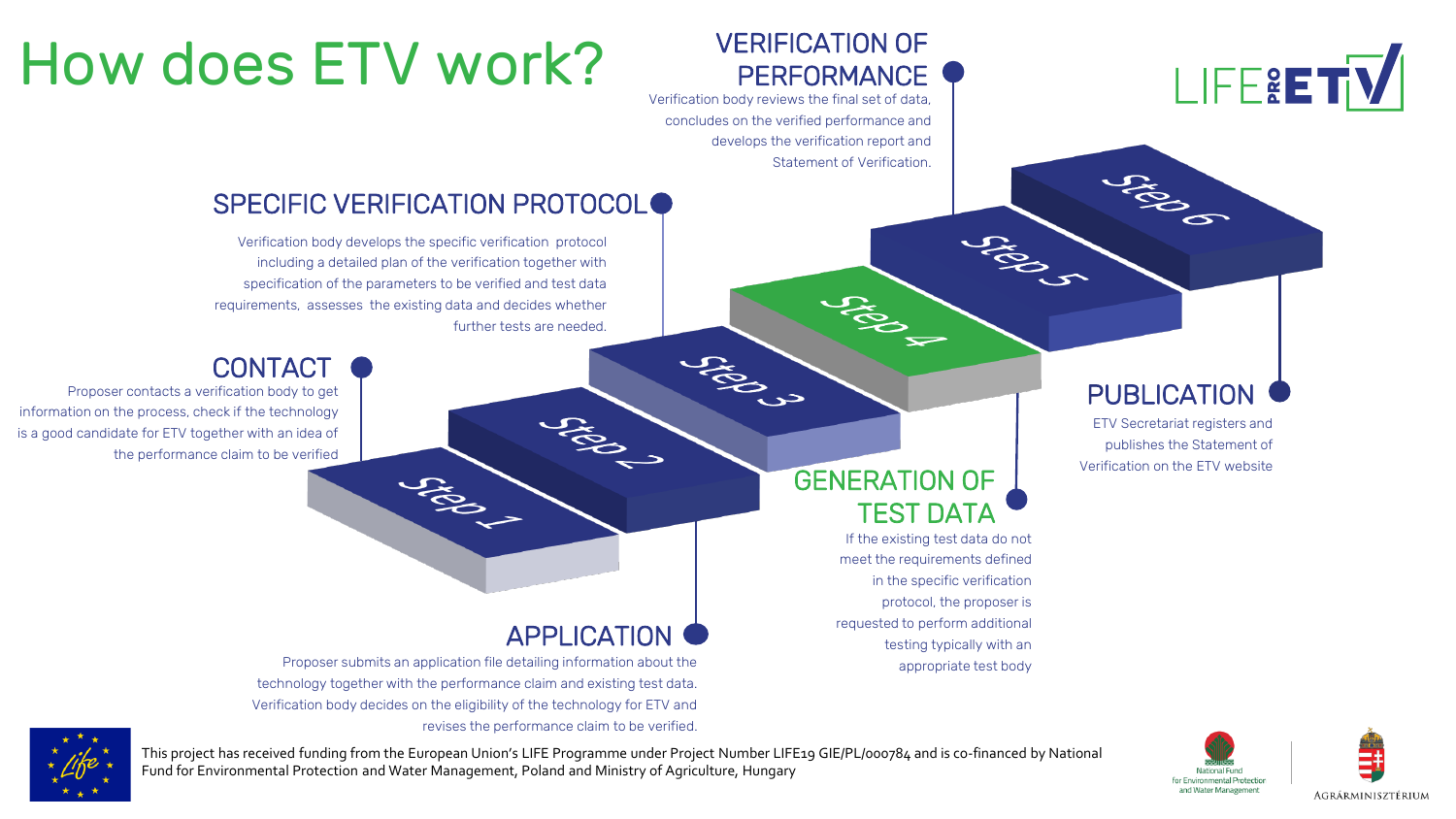# How does ETV work?

## Step 1 – CONTACT

Proposer contacts a verification body to get information on the process, check if the technology is a good candidate for ETV together with an idea of the performance claim to be verified

## Step 2 – APPLICATION

Proposer submits an application file detailing information about the technology together with the performance claim and existing test data. Verification body decides on the eligibility of the technology for ETV and revises the performance claim to be verified.

## Step 3 – SPECIFIC VERIFICATION PROTOCOL

Verification body develops the specific verification protocol including a detailed plan of the verification together with specification of the parameters to be verified and test data requirements, assesses the existing data and decides whether further tests are needed.

## Step 4 – GENERATION OF TEST DATA

If the existing test data do not meet the requirements defined in the specific verification protocol, the proposer is requested to perform additional testing typically with an appropriate test body

## Step 5 – VERIFICATION OF PERFORMANCE

Verification body reviews the final set of data, concludes on the verified performance and develops the verification report and Statement of Verification.

## Step 6 – PUBLICATION

ETV Secretariat registers and publishes the Statement of Verification on the ETV website

This project has received funding from the European Union's LIFE Programme under Project Number LIFE19 GIE/PL/000784 and is co-financed by National Fund for Environmental Protection and Water Management, Poland and Ministry of Agriculture, Hungary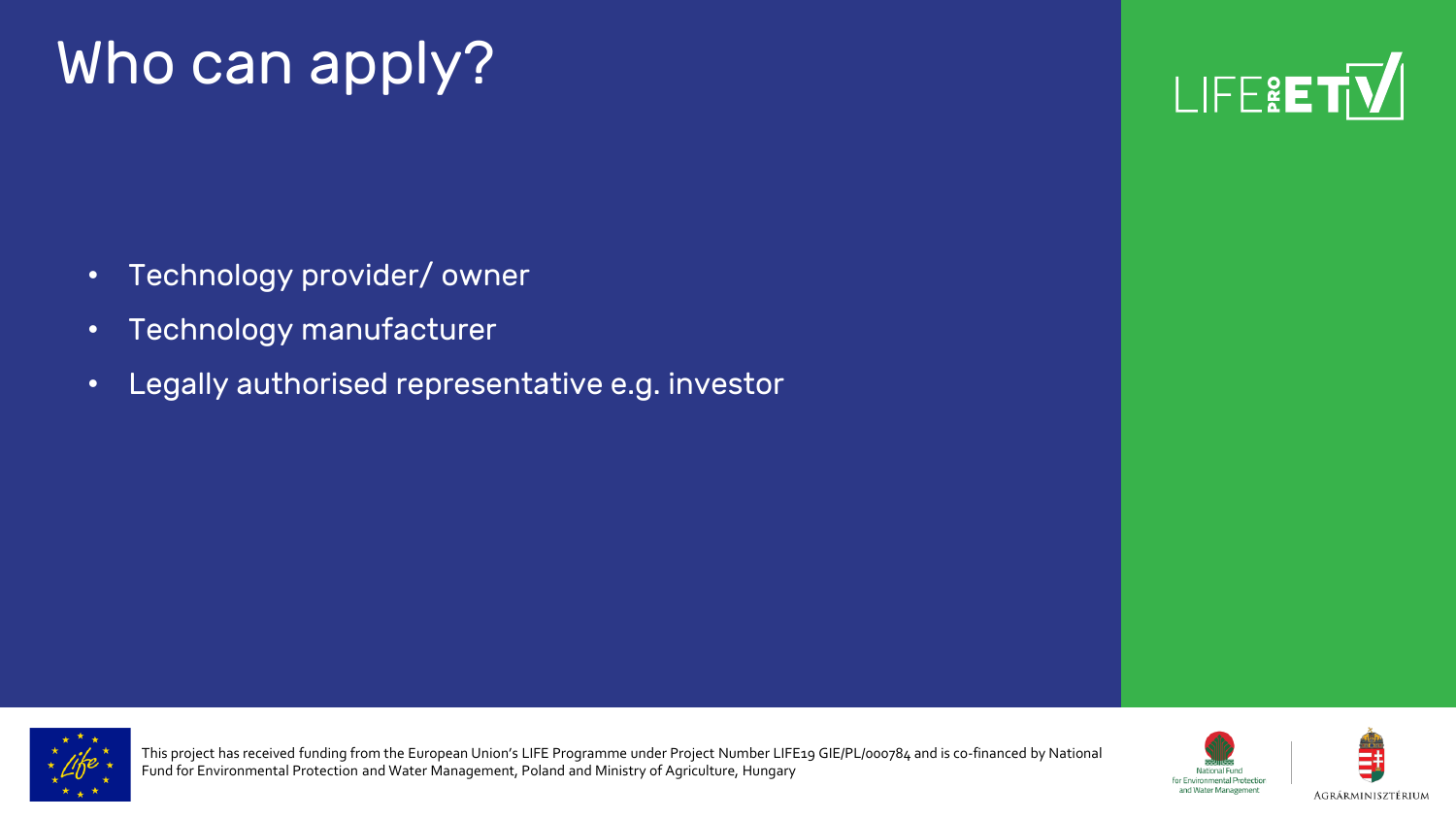# Who can apply?

- Technology provider/ owner
- Technology manufacturer
- Legally authorised representative e.g. investor

This project has received funding from the European Union's LIFE Programme under Project Number LIFE19 GIE/PL/000784 and is co-financed by National Fund for Environmental Protection and Water Management, Poland and Ministry of Agriculture, Hungary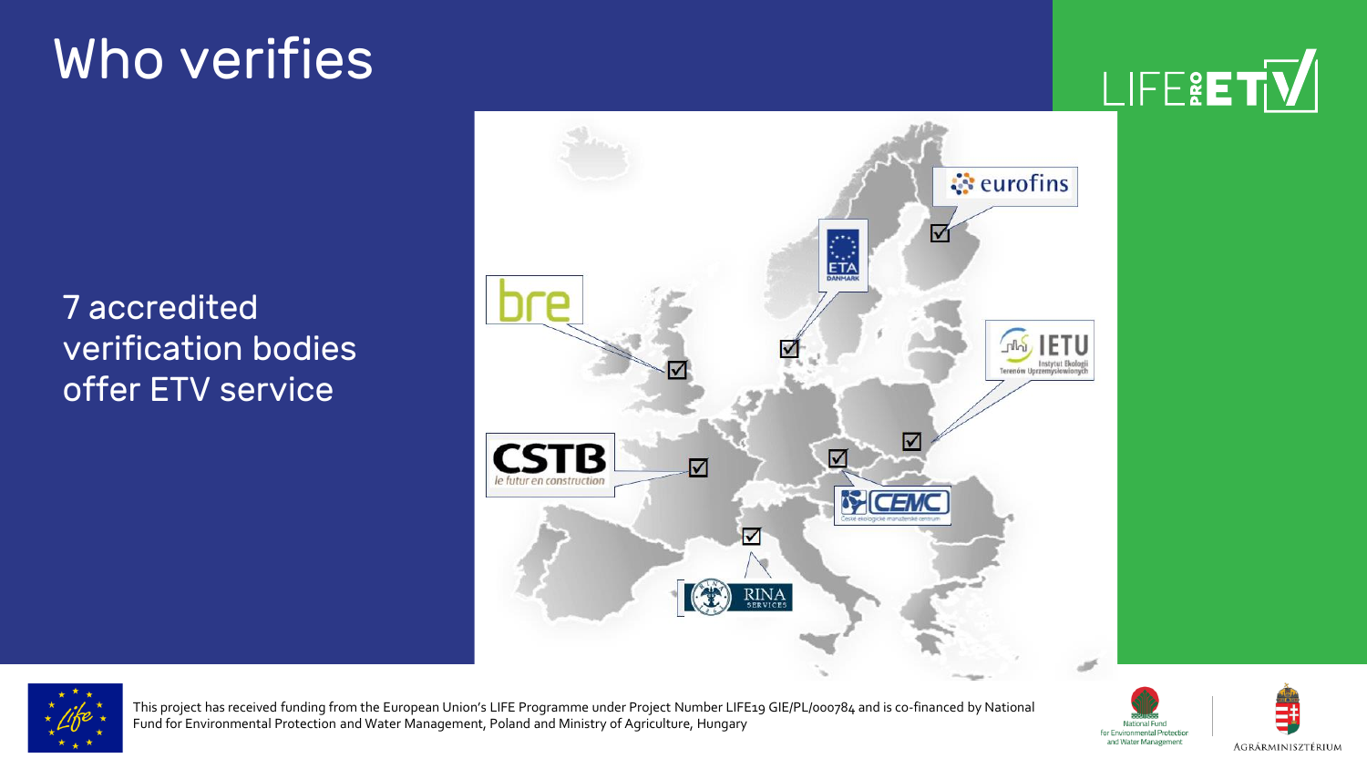# Who verifies

7 accredited verification bodies offer ETV service

eurofins

ETA DANMARK

bre

IETU Instytut Ekologii Terenów Uprzemysłowionych

CSTB le futur en construction

CEMC České ekologické manažerské centrum

RINA SERVICES

This project has received funding from the European Union's LIFE Programme under Project Number LIFE19 GIE/PL/000784 and is co-financed by National Fund for Environmental Protection and Water Management, Poland and Ministry of Agriculture, Hungary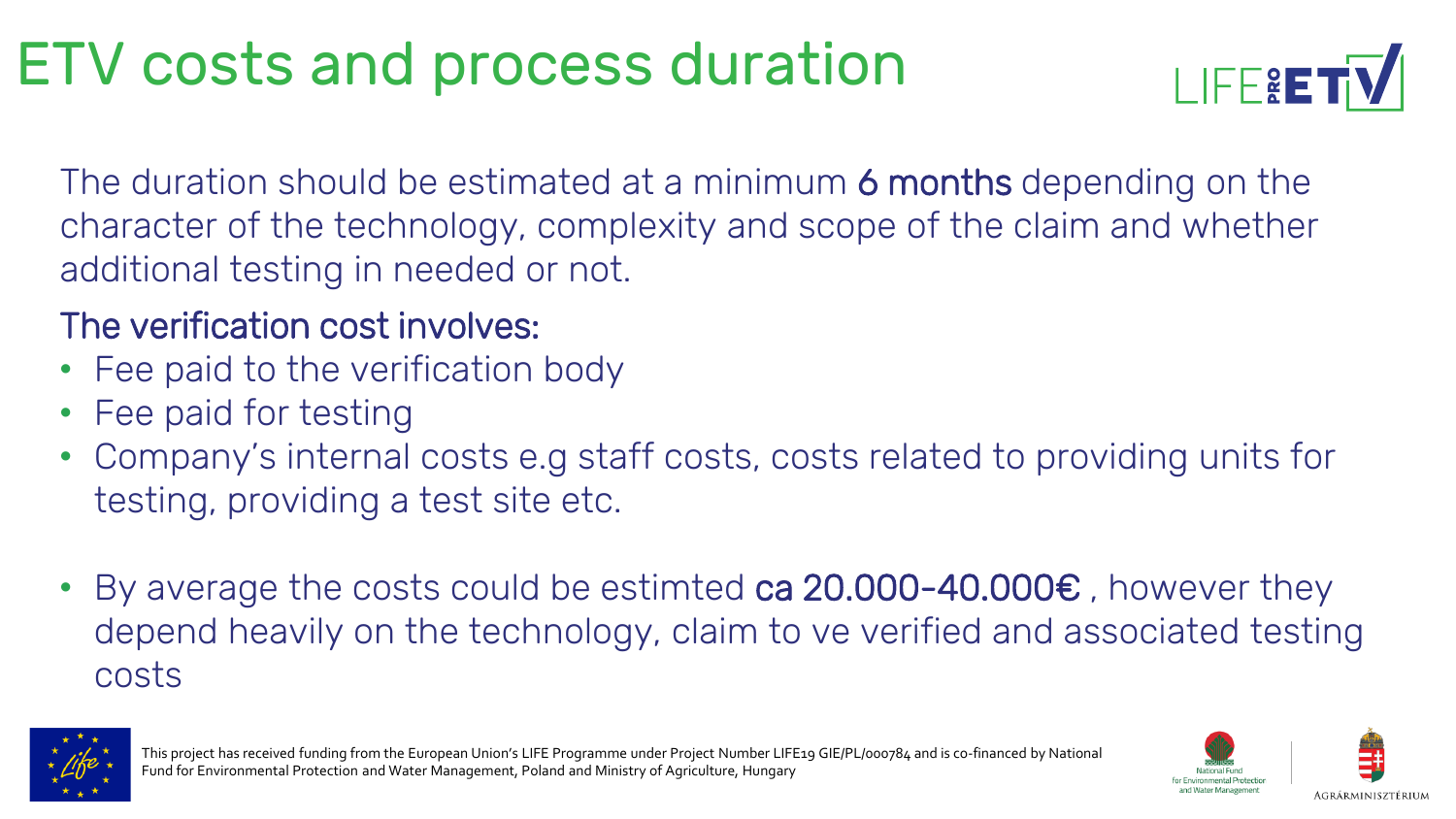# ETV costs and process duration

The duration should be estimated at a minimum **6 months** depending on the character of the technology, complexity and scope of the claim and whether additional testing in needed or not.

## The verification cost involves:

- Fee paid to the verification body
- Fee paid for testing
- Company's internal costs e.g staff costs, costs related to providing units for testing, providing a test site etc.

- By average the costs could be estimted **ca 20.000-40.000€** , however they depend heavily on the technology, claim to ve verified and associated testing costs

This project has received funding from the European Union's LIFE Programme under Project Number LIFE19 GIE/PL/000784 and is co-financed by National Fund for Environmental Protection and Water Management, Poland and Ministry of Agriculture, Hungary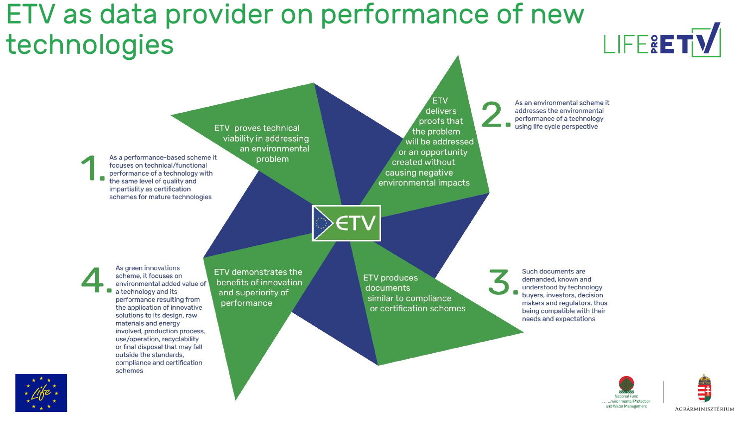# ETV as data provider on performance of new technologies

ETV

**1.** As a performance-based scheme it focuses on technical/functional performance of a technology with the same level of quality and impartiality as certification schemes for mature technologies

ETV proves technical viability in addressing an environmental problem

**2.** As an environmental scheme it addresses the environmental performance of a technology using life cycle perspective

ETV delivers proofs that the problem will be addressed or an opportunity created without causing negative environmental impacts

**3.** Such documents are demanded, known and understood by technology buyers, investors, decision makers and regulators, thus being compatible with their needs and expectations

ETV produces documents similar to compliance or certification schemes

**4.** As green innovations scheme, it focuses on environmental added value of a technology and its performance resulting from the application of innovative solutions to its design, raw materials and energy involved, production process, use/operation, recyclability or final disposal that may fall outside the standards, compliance and certification schemes

ETV demonstrates the benefits of innovation and superiority of performance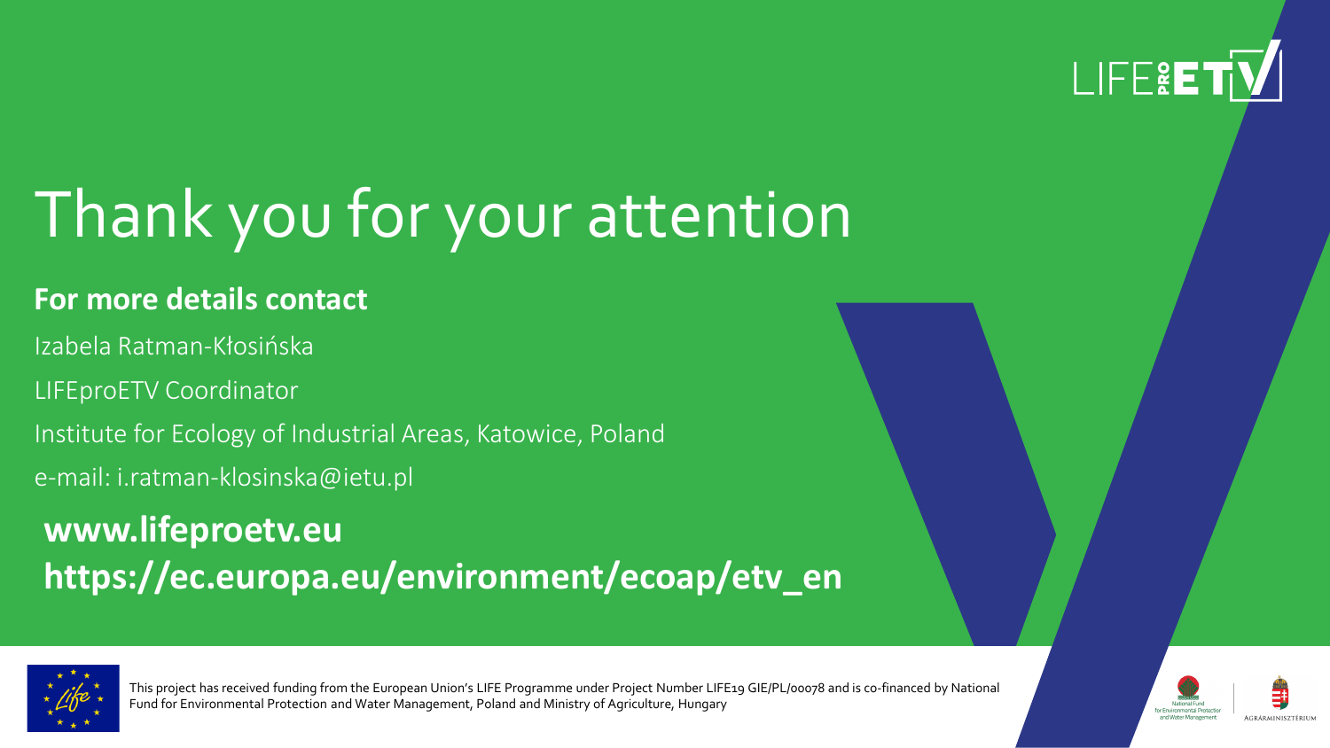# Thank you for your attention

**For more details contact**

Izabela Ratman-Kłosińska

LIFEproETV Coordinator

Institute for Ecology of Industrial Areas, Katowice, Poland

e-mail: i.ratman-klosinska@ietu.pl

**www.lifeproetv.eu**

**https://ec.europa.eu/environment/ecoap/etv_en**

This project has received funding from the European Union's LIFE Programme under Project Number LIFE19 GIE/PL/00078 and is co-financed by National Fund for Environmental Protection and Water Management, Poland and Ministry of Agriculture, Hungary